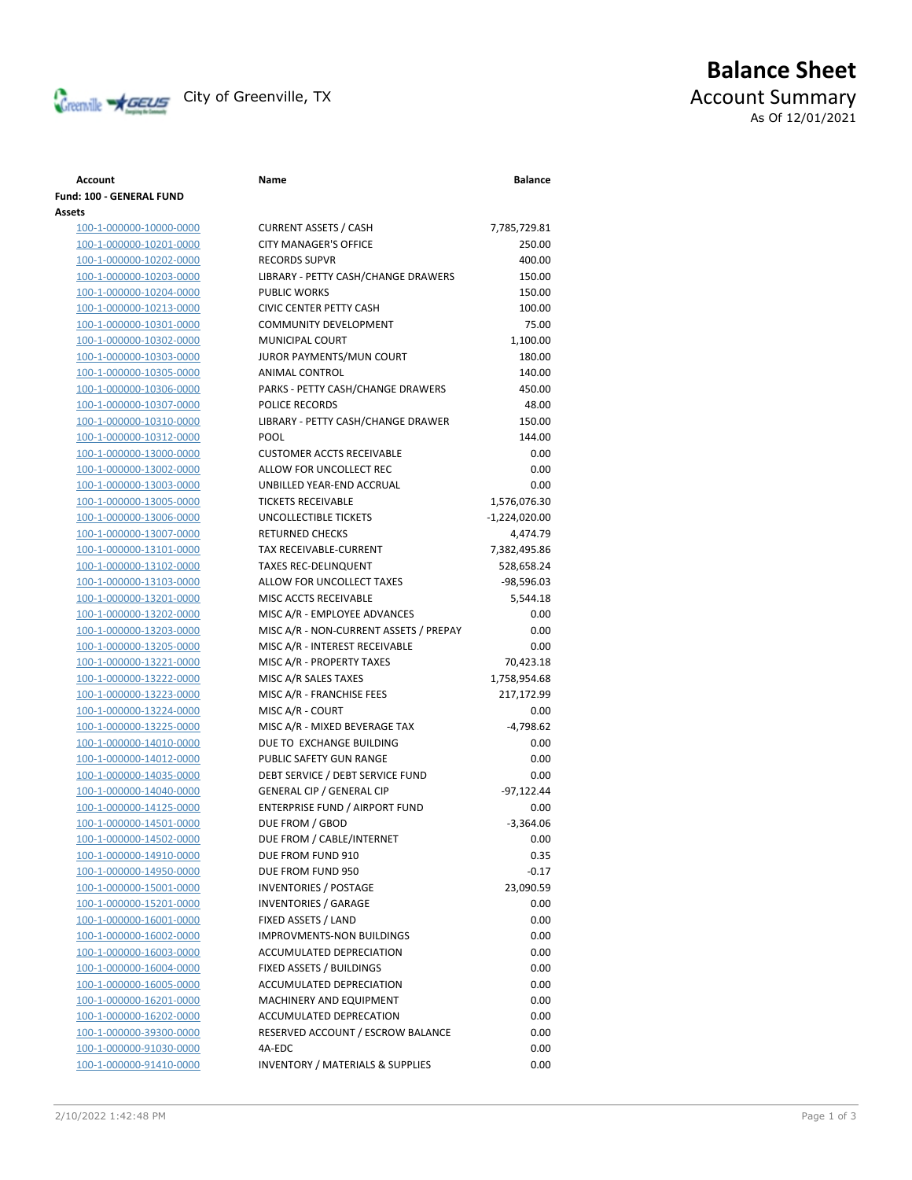City of Greenville, TX

# Balance Sheet

## Account Summary

As Of 12/01/2021

| Account | Name | Balance |
|---|---|---|
| **Fund: 100 - GENERAL FUND** | | |
| **Assets** | | |
| 100-1-000000-10000-0000 | CURRENT ASSETS / CASH | 7,785,729.81 |
| 100-1-000000-10201-0000 | CITY MANAGER'S OFFICE | 250.00 |
| 100-1-000000-10202-0000 | RECORDS SUPVR | 400.00 |
| 100-1-000000-10203-0000 | LIBRARY - PETTY CASH/CHANGE DRAWERS | 150.00 |
| 100-1-000000-10204-0000 | PUBLIC WORKS | 150.00 |
| 100-1-000000-10213-0000 | CIVIC CENTER PETTY CASH | 100.00 |
| 100-1-000000-10301-0000 | COMMUNITY DEVELOPMENT | 75.00 |
| 100-1-000000-10302-0000 | MUNICIPAL COURT | 1,100.00 |
| 100-1-000000-10303-0000 | JUROR PAYMENTS/MUN COURT | 180.00 |
| 100-1-000000-10305-0000 | ANIMAL CONTROL | 140.00 |
| 100-1-000000-10306-0000 | PARKS - PETTY CASH/CHANGE DRAWERS | 450.00 |
| 100-1-000000-10307-0000 | POLICE RECORDS | 48.00 |
| 100-1-000000-10310-0000 | LIBRARY - PETTY CASH/CHANGE DRAWER | 150.00 |
| 100-1-000000-10312-0000 | POOL | 144.00 |
| 100-1-000000-13000-0000 | CUSTOMER ACCTS RECEIVABLE | 0.00 |
| 100-1-000000-13002-0000 | ALLOW FOR UNCOLLECT REC | 0.00 |
| 100-1-000000-13003-0000 | UNBILLED YEAR-END ACCRUAL | 0.00 |
| 100-1-000000-13005-0000 | TICKETS RECEIVABLE | 1,576,076.30 |
| 100-1-000000-13006-0000 | UNCOLLECTIBLE TICKETS | -1,224,020.00 |
| 100-1-000000-13007-0000 | RETURNED CHECKS | 4,474.79 |
| 100-1-000000-13101-0000 | TAX RECEIVABLE-CURRENT | 7,382,495.86 |
| 100-1-000000-13102-0000 | TAXES REC-DELINQUENT | 528,658.24 |
| 100-1-000000-13103-0000 | ALLOW FOR UNCOLLECT TAXES | -98,596.03 |
| 100-1-000000-13201-0000 | MISC ACCTS RECEIVABLE | 5,544.18 |
| 100-1-000000-13202-0000 | MISC A/R - EMPLOYEE ADVANCES | 0.00 |
| 100-1-000000-13203-0000 | MISC A/R - NON-CURRENT ASSETS / PREPAY | 0.00 |
| 100-1-000000-13205-0000 | MISC A/R - INTEREST RECEIVABLE | 0.00 |
| 100-1-000000-13221-0000 | MISC A/R - PROPERTY TAXES | 70,423.18 |
| 100-1-000000-13222-0000 | MISC A/R SALES TAXES | 1,758,954.68 |
| 100-1-000000-13223-0000 | MISC A/R - FRANCHISE FEES | 217,172.99 |
| 100-1-000000-13224-0000 | MISC A/R - COURT | 0.00 |
| 100-1-000000-13225-0000 | MISC A/R - MIXED BEVERAGE TAX | -4,798.62 |
| 100-1-000000-14010-0000 | DUE TO EXCHANGE BUILDING | 0.00 |
| 100-1-000000-14012-0000 | PUBLIC SAFETY GUN RANGE | 0.00 |
| 100-1-000000-14035-0000 | DEBT SERVICE / DEBT SERVICE FUND | 0.00 |
| 100-1-000000-14040-0000 | GENERAL CIP / GENERAL CIP | -97,122.44 |
| 100-1-000000-14125-0000 | ENTERPRISE FUND / AIRPORT FUND | 0.00 |
| 100-1-000000-14501-0000 | DUE FROM / GBOD | -3,364.06 |
| 100-1-000000-14502-0000 | DUE FROM / CABLE/INTERNET | 0.00 |
| 100-1-000000-14910-0000 | DUE FROM FUND 910 | 0.35 |
| 100-1-000000-14950-0000 | DUE FROM FUND 950 | -0.17 |
| 100-1-000000-15001-0000 | INVENTORIES / POSTAGE | 23,090.59 |
| 100-1-000000-15201-0000 | INVENTORIES / GARAGE | 0.00 |
| 100-1-000000-16001-0000 | FIXED ASSETS / LAND | 0.00 |
| 100-1-000000-16002-0000 | IMPROVMENTS-NON BUILDINGS | 0.00 |
| 100-1-000000-16003-0000 | ACCUMULATED DEPRECIATION | 0.00 |
| 100-1-000000-16004-0000 | FIXED ASSETS / BUILDINGS | 0.00 |
| 100-1-000000-16005-0000 | ACCUMULATED DEPRECIATION | 0.00 |
| 100-1-000000-16201-0000 | MACHINERY AND EQUIPMENT | 0.00 |
| 100-1-000000-16202-0000 | ACCUMULATED DEPRECATION | 0.00 |
| 100-1-000000-39300-0000 | RESERVED ACCOUNT / ESCROW BALANCE | 0.00 |
| 100-1-000000-91030-0000 | 4A-EDC | 0.00 |
| 100-1-000000-91410-0000 | INVENTORY / MATERIALS & SUPPLIES | 0.00 |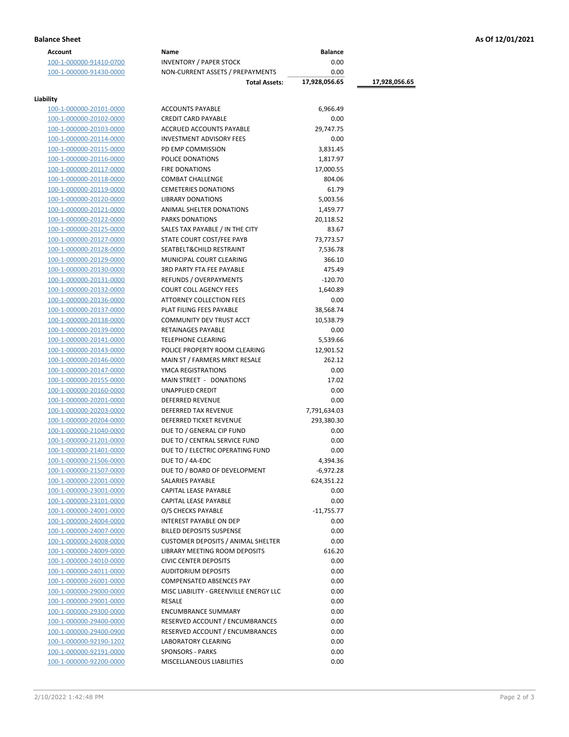**Balance Sheet** — As Of 12/01/2021

| Account | Name | Balance | |
|---|---|---|---|
| 100-1-000000-91410-0700 | INVENTORY / PAPER STOCK | 0.00 | |
| 100-1-000000-91430-0000 | NON-CURRENT ASSETS / PREPAYMENTS | 0.00 | |
| | **Total Assets:** | **17,928,056.65** | **17,928,056.65** |

**Liability**

| Account | Name | Balance |
|---|---|---|
| 100-1-000000-20101-0000 | ACCOUNTS PAYABLE | 6,966.49 |
| 100-1-000000-20102-0000 | CREDIT CARD PAYABLE | 0.00 |
| 100-1-000000-20103-0000 | ACCRUED ACCOUNTS PAYABLE | 29,747.75 |
| 100-1-000000-20114-0000 | INVESTMENT ADVISORY FEES | 0.00 |
| 100-1-000000-20115-0000 | PD EMP COMMISSION | 3,831.45 |
| 100-1-000000-20116-0000 | POLICE DONATIONS | 1,817.97 |
| 100-1-000000-20117-0000 | FIRE DONATIONS | 17,000.55 |
| 100-1-000000-20118-0000 | COMBAT CHALLENGE | 804.06 |
| 100-1-000000-20119-0000 | CEMETERIES DONATIONS | 61.79 |
| 100-1-000000-20120-0000 | LIBRARY DONATIONS | 5,003.56 |
| 100-1-000000-20121-0000 | ANIMAL SHELTER DONATIONS | 1,459.77 |
| 100-1-000000-20122-0000 | PARKS DONATIONS | 20,118.52 |
| 100-1-000000-20125-0000 | SALES TAX PAYABLE / IN THE CITY | 83.67 |
| 100-1-000000-20127-0000 | STATE COURT COST/FEE PAYB | 73,773.57 |
| 100-1-000000-20128-0000 | SEATBELT&CHILD RESTRAINT | 7,536.78 |
| 100-1-000000-20129-0000 | MUNICIPAL COURT CLEARING | 366.10 |
| 100-1-000000-20130-0000 | 3RD PARTY FTA FEE PAYABLE | 475.49 |
| 100-1-000000-20131-0000 | REFUNDS / OVERPAYMENTS | -120.70 |
| 100-1-000000-20132-0000 | COURT COLL AGENCY FEES | 1,640.89 |
| 100-1-000000-20136-0000 | ATTORNEY COLLECTION FEES | 0.00 |
| 100-1-000000-20137-0000 | PLAT FILING FEES PAYABLE | 38,568.74 |
| 100-1-000000-20138-0000 | COMMUNITY DEV TRUST ACCT | 10,538.79 |
| 100-1-000000-20139-0000 | RETAINAGES PAYABLE | 0.00 |
| 100-1-000000-20141-0000 | TELEPHONE CLEARING | 5,539.66 |
| 100-1-000000-20143-0000 | POLICE PROPERTY ROOM CLEARING | 12,901.52 |
| 100-1-000000-20146-0000 | MAIN ST / FARMERS MRKT RESALE | 262.12 |
| 100-1-000000-20147-0000 | YMCA REGISTRATIONS | 0.00 |
| 100-1-000000-20155-0000 | MAIN STREET - DONATIONS | 17.02 |
| 100-1-000000-20160-0000 | UNAPPLIED CREDIT | 0.00 |
| 100-1-000000-20201-0000 | DEFERRED REVENUE | 0.00 |
| 100-1-000000-20203-0000 | DEFERRED TAX REVENUE | 7,791,634.03 |
| 100-1-000000-20204-0000 | DEFERRED TICKET REVENUE | 293,380.30 |
| 100-1-000000-21040-0000 | DUE TO / GENERAL CIP FUND | 0.00 |
| 100-1-000000-21201-0000 | DUE TO / CENTRAL SERVICE FUND | 0.00 |
| 100-1-000000-21401-0000 | DUE TO / ELECTRIC OPERATING FUND | 0.00 |
| 100-1-000000-21506-0000 | DUE TO / 4A-EDC | 4,394.36 |
| 100-1-000000-21507-0000 | DUE TO / BOARD OF DEVELOPMENT | -6,972.28 |
| 100-1-000000-22001-0000 | SALARIES PAYABLE | 624,351.22 |
| 100-1-000000-23001-0000 | CAPITAL LEASE PAYABLE | 0.00 |
| 100-1-000000-23101-0000 | CAPITAL LEASE PAYABLE | 0.00 |
| 100-1-000000-24001-0000 | O/S CHECKS PAYABLE | -11,755.77 |
| 100-1-000000-24004-0000 | INTEREST PAYABLE ON DEP | 0.00 |
| 100-1-000000-24007-0000 | BILLED DEPOSITS SUSPENSE | 0.00 |
| 100-1-000000-24008-0000 | CUSTOMER DEPOSITS / ANIMAL SHELTER | 0.00 |
| 100-1-000000-24009-0000 | LIBRARY MEETING ROOM DEPOSITS | 616.20 |
| 100-1-000000-24010-0000 | CIVIC CENTER DEPOSITS | 0.00 |
| 100-1-000000-24011-0000 | AUDITORIUM DEPOSITS | 0.00 |
| 100-1-000000-26001-0000 | COMPENSATED ABSENCES PAY | 0.00 |
| 100-1-000000-29000-0000 | MISC LIABILITY - GREENVILLE ENERGY LLC | 0.00 |
| 100-1-000000-29001-0000 | RESALE | 0.00 |
| 100-1-000000-29300-0000 | ENCUMBRANCE SUMMARY | 0.00 |
| 100-1-000000-29400-0000 | RESERVED ACCOUNT / ENCUMBRANCES | 0.00 |
| 100-1-000000-29400-0900 | RESERVED ACCOUNT / ENCUMBRANCES | 0.00 |
| 100-1-000000-92190-1202 | LABORATORY CLEARING | 0.00 |
| 100-1-000000-92191-0000 | SPONSORS - PARKS | 0.00 |
| 100-1-000000-92200-0000 | MISCELLANEOUS LIABILITIES | 0.00 |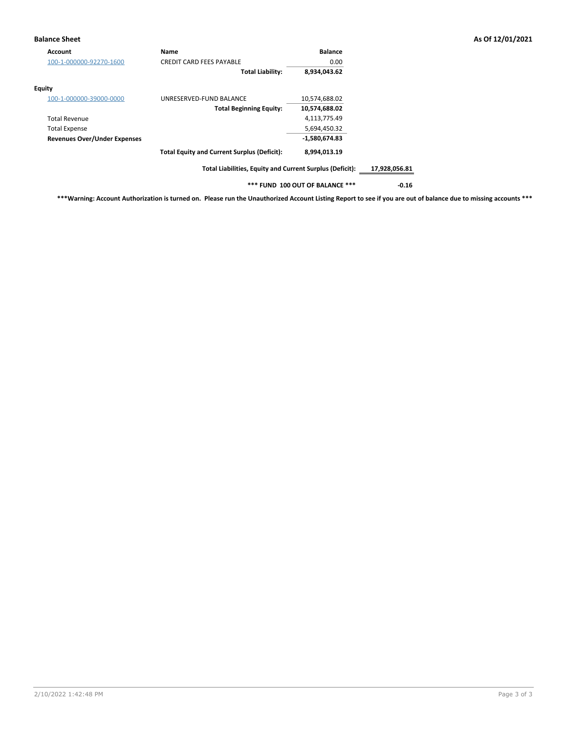**Balance Sheet** **As Of 12/01/2021**

| Account | Name | Balance | |
|---|---|---|---|
| 100-1-000000-92270-1600 | CREDIT CARD FEES PAYABLE | 0.00 | |
| | **Total Liability:** | **8,934,043.62** | |
| **Equity** | | | |
| 100-1-000000-39000-0000 | UNRESERVED-FUND BALANCE | 10,574,688.02 | |
| | **Total Beginning Equity:** | **10,574,688.02** | |
| Total Revenue | | 4,113,775.49 | |
| Total Expense | | 5,694,450.32 | |
| **Revenues Over/Under Expenses** | | **-1,580,674.83** | |
| | **Total Equity and Current Surplus (Deficit):** | **8,994,013.19** | |
| | **Total Liabilities, Equity and Current Surplus (Deficit):** | | **17,928,056.81** |
| | **\*\*\* FUND 100 OUT OF BALANCE \*\*\*** | | **-0.16** |

**\*\*\*Warning: Account Authorization is turned on. Please run the Unauthorized Account Listing Report to see if you are out of balance due to missing accounts \*\*\***

2/10/2022 1:42:48 PM